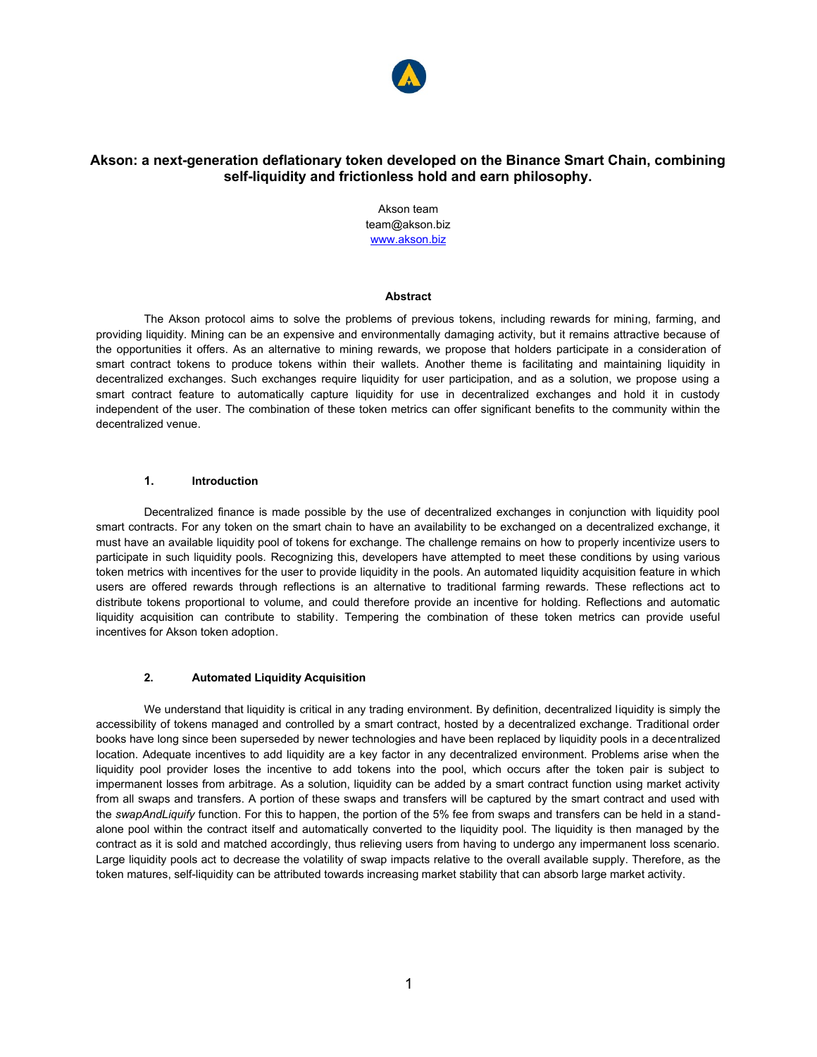# Akson: a next-generation deflationary token developed on the Binance Smart Chain, combining self-liquidity and frictionless hold and earn philosophy.

Akson team
team@akson.biz
www.akson.biz

## Abstract

The Akson protocol aims to solve the problems of previous tokens, including rewards for mining, farming, and providing liquidity. Mining can be an expensive and environmentally damaging activity, but it remains attractive because of the opportunities it offers. As an alternative to mining rewards, we propose that holders participate in a consideration of smart contract tokens to produce tokens within their wallets. Another theme is facilitating and maintaining liquidity in decentralized exchanges. Such exchanges require liquidity for user participation, and as a solution, we propose using a smart contract feature to automatically capture liquidity for use in decentralized exchanges and hold it in custody independent of the user. The combination of these token metrics can offer significant benefits to the community within the decentralized venue.

## 1. Introduction

Decentralized finance is made possible by the use of decentralized exchanges in conjunction with liquidity pool smart contracts. For any token on the smart chain to have an availability to be exchanged on a decentralized exchange, it must have an available liquidity pool of tokens for exchange. The challenge remains on how to properly incentivize users to participate in such liquidity pools. Recognizing this, developers have attempted to meet these conditions by using various token metrics with incentives for the user to provide liquidity in the pools. An automated liquidity acquisition feature in which users are offered rewards through reflections is an alternative to traditional farming rewards. These reflections act to distribute tokens proportional to volume, and could therefore provide an incentive for holding. Reflections and automatic liquidity acquisition can contribute to stability. Tempering the combination of these token metrics can provide useful incentives for Akson token adoption.

## 2. Automated Liquidity Acquisition

We understand that liquidity is critical in any trading environment. By definition, decentralized liquidity is simply the accessibility of tokens managed and controlled by a smart contract, hosted by a decentralized exchange. Traditional order books have long since been superseded by newer technologies and have been replaced by liquidity pools in a decentralized location. Adequate incentives to add liquidity are a key factor in any decentralized environment. Problems arise when the liquidity pool provider loses the incentive to add tokens into the pool, which occurs after the token pair is subject to impermanent losses from arbitrage. As a solution, liquidity can be added by a smart contract function using market activity from all swaps and transfers. A portion of these swaps and transfers will be captured by the smart contract and used with the *swapAndLiquify* function. For this to happen, the portion of the 5% fee from swaps and transfers can be held in a stand-alone pool within the contract itself and automatically converted to the liquidity pool. The liquidity is then managed by the contract as it is sold and matched accordingly, thus relieving users from having to undergo any impermanent loss scenario. Large liquidity pools act to decrease the volatility of swap impacts relative to the overall available supply. Therefore, as the token matures, self-liquidity can be attributed towards increasing market stability that can absorb large market activity.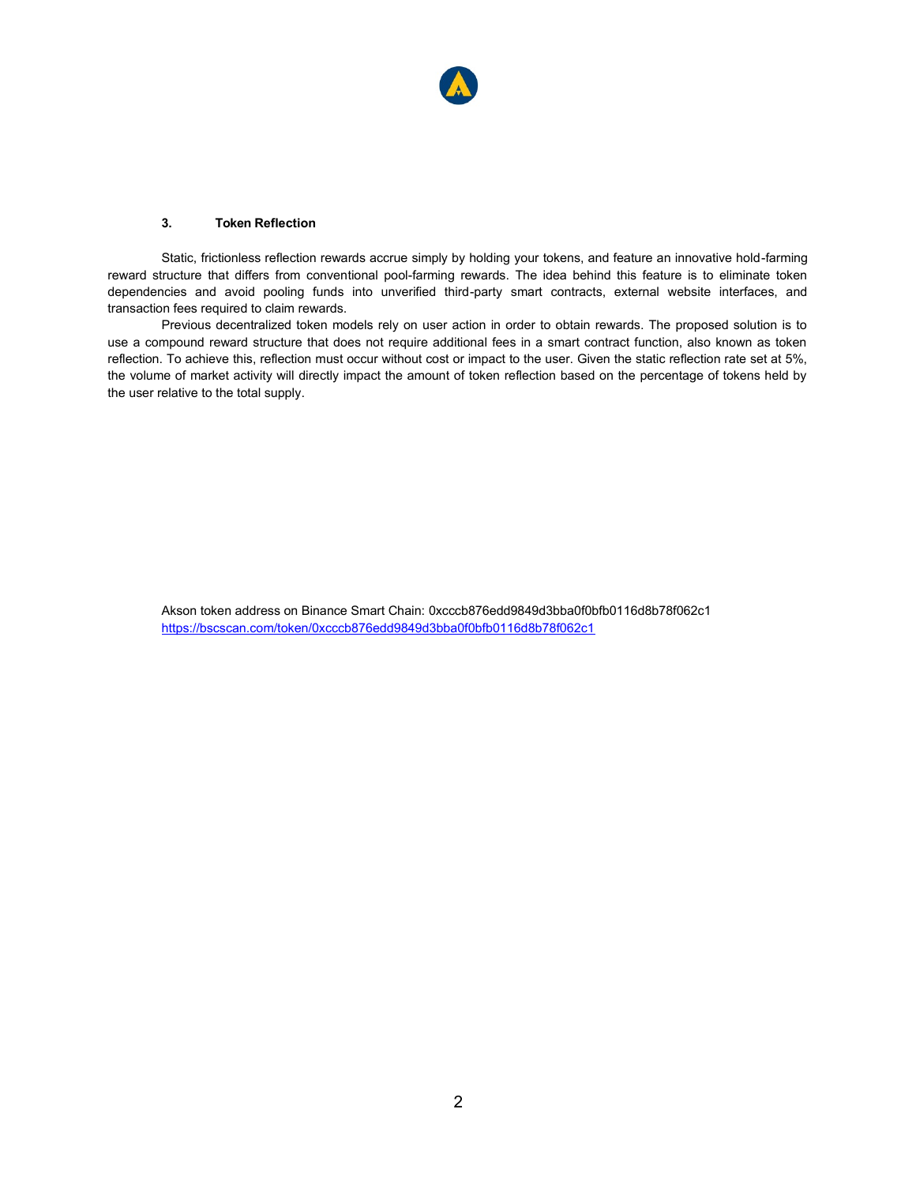## 3. Token Reflection

Static, frictionless reflection rewards accrue simply by holding your tokens, and feature an innovative hold-farming reward structure that differs from conventional pool-farming rewards. The idea behind this feature is to eliminate token dependencies and avoid pooling funds into unverified third-party smart contracts, external website interfaces, and transaction fees required to claim rewards.

Previous decentralized token models rely on user action in order to obtain rewards. The proposed solution is to use a compound reward structure that does not require additional fees in a smart contract function, also known as token reflection. To achieve this, reflection must occur without cost or impact to the user. Given the static reflection rate set at 5%, the volume of market activity will directly impact the amount of token reflection based on the percentage of tokens held by the user relative to the total supply.

Akson token address on Binance Smart Chain: 0xcccb876edd9849d3bba0f0bfb0116d8b78f062c1
[https://bscscan.com/token/0xcccb876edd9849d3bba0f0bfb0116d8b78f062c1](https://bscscan.com/token/0xcccb876edd9849d3bba0f0bfb0116d8b78f062c1)